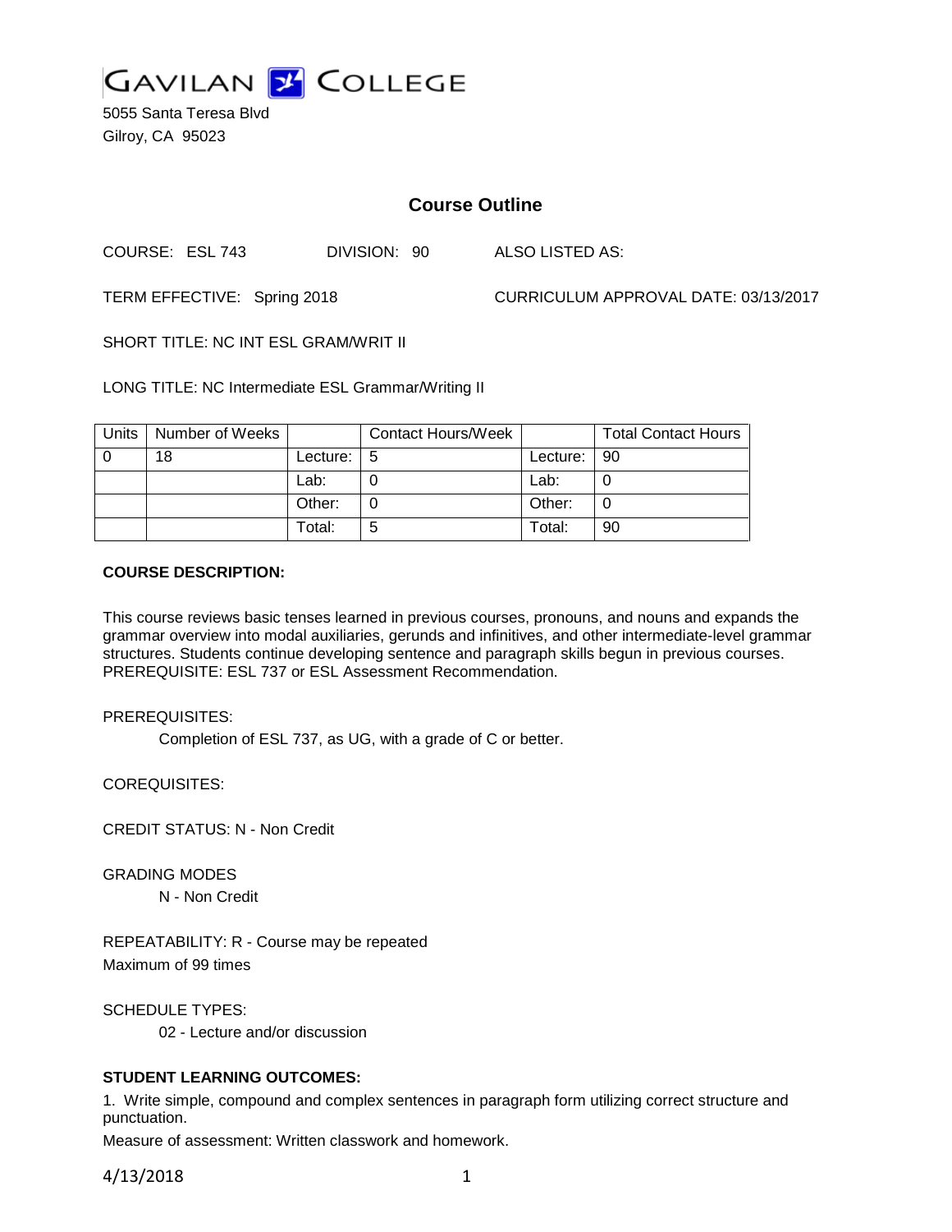# GAVILAN COLLEGE

5055 Santa Teresa Blvd
Gilroy, CA 95023

## Course Outline

COURSE: ESL 743 DIVISION: 90 ALSO LISTED AS:

TERM EFFECTIVE: Spring 2018 CURRICULUM APPROVAL DATE: 03/13/2017

SHORT TITLE: NC INT ESL GRAM/WRIT II

LONG TITLE: NC Intermediate ESL Grammar/Writing II

| Units | Number of Weeks | | Contact Hours/Week | | Total Contact Hours |
|---|---|---|---|---|---|
| 0 | 18 | Lecture: | 5 | Lecture: | 90 |
| | | Lab: | 0 | Lab: | 0 |
| | | Other: | 0 | Other: | 0 |
| | | Total: | 5 | Total: | 90 |

**COURSE DESCRIPTION:**

This course reviews basic tenses learned in previous courses, pronouns, and nouns and expands the grammar overview into modal auxiliaries, gerunds and infinitives, and other intermediate-level grammar structures. Students continue developing sentence and paragraph skills begun in previous courses. PREREQUISITE: ESL 737 or ESL Assessment Recommendation.

PREREQUISITES:

Completion of ESL 737, as UG, with a grade of C or better.

COREQUISITES:

CREDIT STATUS: N - Non Credit

GRADING MODES

N - Non Credit

REPEATABILITY: R - Course may be repeated
Maximum of 99 times

SCHEDULE TYPES:

02 - Lecture and/or discussion

**STUDENT LEARNING OUTCOMES:**

1. Write simple, compound and complex sentences in paragraph form utilizing correct structure and punctuation.

Measure of assessment: Written classwork and homework.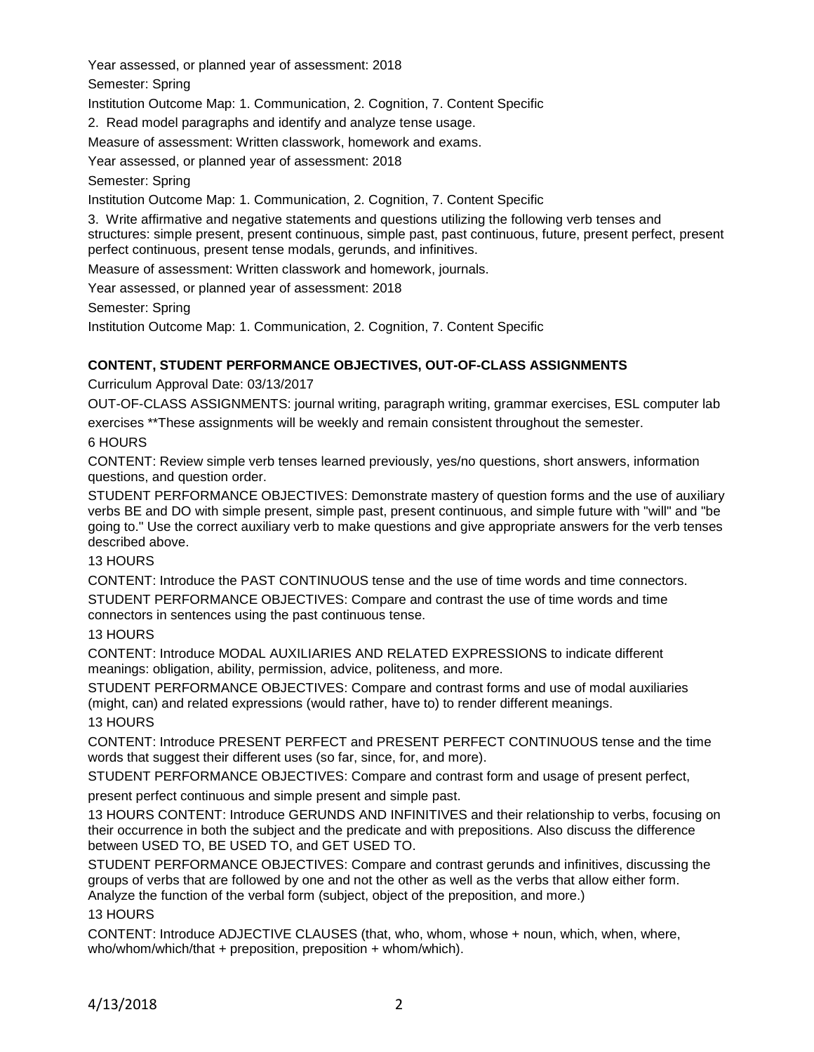Year assessed, or planned year of assessment: 2018

Semester: Spring

Institution Outcome Map: 1. Communication, 2. Cognition, 7. Content Specific

2. Read model paragraphs and identify and analyze tense usage.

Measure of assessment: Written classwork, homework and exams.

Year assessed, or planned year of assessment: 2018

Semester: Spring

Institution Outcome Map: 1. Communication, 2. Cognition, 7. Content Specific

3. Write affirmative and negative statements and questions utilizing the following verb tenses and structures: simple present, present continuous, simple past, past continuous, future, present perfect, present perfect continuous, present tense modals, gerunds, and infinitives.

Measure of assessment: Written classwork and homework, journals.

Year assessed, or planned year of assessment: 2018

Semester: Spring

Institution Outcome Map: 1. Communication, 2. Cognition, 7. Content Specific

**CONTENT, STUDENT PERFORMANCE OBJECTIVES, OUT-OF-CLASS ASSIGNMENTS**

Curriculum Approval Date: 03/13/2017

OUT-OF-CLASS ASSIGNMENTS: journal writing, paragraph writing, grammar exercises, ESL computer lab exercises **These assignments will be weekly and remain consistent throughout the semester.

6 HOURS

CONTENT: Review simple verb tenses learned previously, yes/no questions, short answers, information questions, and question order.

STUDENT PERFORMANCE OBJECTIVES: Demonstrate mastery of question forms and the use of auxiliary verbs BE and DO with simple present, simple past, present continuous, and simple future with "will" and "be going to." Use the correct auxiliary verb to make questions and give appropriate answers for the verb tenses described above.

13 HOURS

CONTENT: Introduce the PAST CONTINUOUS tense and the use of time words and time connectors.

STUDENT PERFORMANCE OBJECTIVES: Compare and contrast the use of time words and time connectors in sentences using the past continuous tense.

13 HOURS

CONTENT: Introduce MODAL AUXILIARIES AND RELATED EXPRESSIONS to indicate different meanings: obligation, ability, permission, advice, politeness, and more.

STUDENT PERFORMANCE OBJECTIVES: Compare and contrast forms and use of modal auxiliaries (might, can) and related expressions (would rather, have to) to render different meanings.

13 HOURS

CONTENT: Introduce PRESENT PERFECT and PRESENT PERFECT CONTINUOUS tense and the time words that suggest their different uses (so far, since, for, and more).

STUDENT PERFORMANCE OBJECTIVES: Compare and contrast form and usage of present perfect, present perfect continuous and simple present and simple past.

13 HOURS CONTENT: Introduce GERUNDS AND INFINITIVES and their relationship to verbs, focusing on their occurrence in both the subject and the predicate and with prepositions. Also discuss the difference between USED TO, BE USED TO, and GET USED TO.

STUDENT PERFORMANCE OBJECTIVES: Compare and contrast gerunds and infinitives, discussing the groups of verbs that are followed by one and not the other as well as the verbs that allow either form. Analyze the function of the verbal form (subject, object of the preposition, and more.)

13 HOURS

CONTENT: Introduce ADJECTIVE CLAUSES (that, who, whom, whose + noun, which, when, where, who/whom/which/that + preposition, preposition + whom/which).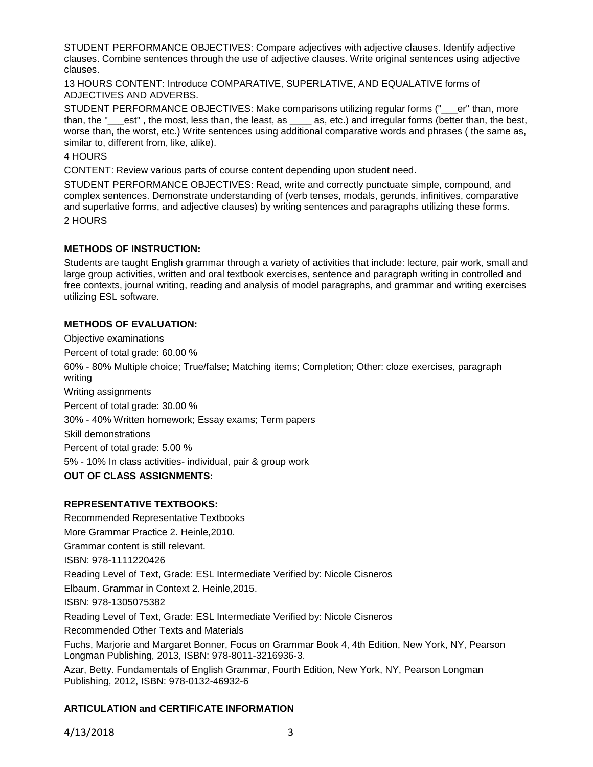STUDENT PERFORMANCE OBJECTIVES: Compare adjectives with adjective clauses. Identify adjective clauses. Combine sentences through the use of adjective clauses. Write original sentences using adjective clauses.

13 HOURS CONTENT: Introduce COMPARATIVE, SUPERLATIVE, AND EQUALATIVE forms of ADJECTIVES AND ADVERBS.

STUDENT PERFORMANCE OBJECTIVES: Make comparisons utilizing regular forms ("___er" than, more than, the "___est" , the most, less than, the least, as ____ as, etc.) and irregular forms (better than, the best, worse than, the worst, etc.) Write sentences using additional comparative words and phrases ( the same as, similar to, different from, like, alike).

4 HOURS

CONTENT: Review various parts of course content depending upon student need.

STUDENT PERFORMANCE OBJECTIVES: Read, write and correctly punctuate simple, compound, and complex sentences. Demonstrate understanding of (verb tenses, modals, gerunds, infinitives, comparative and superlative forms, and adjective clauses) by writing sentences and paragraphs utilizing these forms.

2 HOURS

**METHODS OF INSTRUCTION:**

Students are taught English grammar through a variety of activities that include: lecture, pair work, small and large group activities, written and oral textbook exercises, sentence and paragraph writing in controlled and free contexts, journal writing, reading and analysis of model paragraphs, and grammar and writing exercises utilizing ESL software.

**METHODS OF EVALUATION:**

Objective examinations

Percent of total grade: 60.00 %

60% - 80% Multiple choice; True/false; Matching items; Completion; Other: cloze exercises, paragraph writing

Writing assignments

Percent of total grade: 30.00 %

30% - 40% Written homework; Essay exams; Term papers

Skill demonstrations

Percent of total grade: 5.00 %

5% - 10% In class activities- individual, pair & group work

**OUT OF CLASS ASSIGNMENTS:**

**REPRESENTATIVE TEXTBOOKS:**

Recommended Representative Textbooks

More Grammar Practice 2. Heinle,2010.

Grammar content is still relevant.

ISBN: 978-1111220426

Reading Level of Text, Grade: ESL Intermediate Verified by: Nicole Cisneros

Elbaum. Grammar in Context 2. Heinle,2015.

ISBN: 978-1305075382

Reading Level of Text, Grade: ESL Intermediate Verified by: Nicole Cisneros

Recommended Other Texts and Materials

Fuchs, Marjorie and Margaret Bonner, Focus on Grammar Book 4, 4th Edition, New York, NY, Pearson Longman Publishing, 2013, ISBN: 978-8011-3216936-3.

Azar, Betty. Fundamentals of English Grammar, Fourth Edition, New York, NY, Pearson Longman Publishing, 2012, ISBN: 978-0132-46932-6

**ARTICULATION and CERTIFICATE INFORMATION**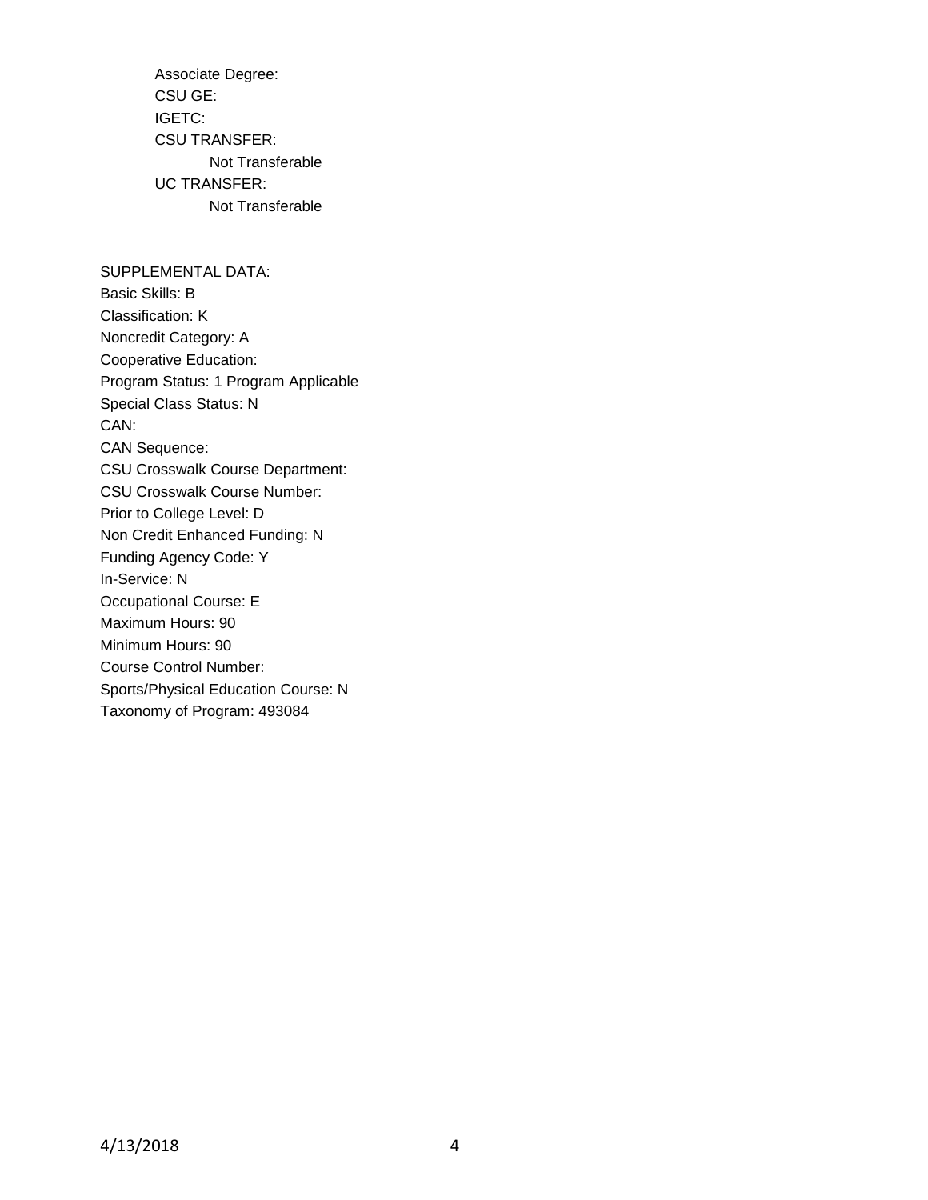Associate Degree:
CSU GE:
IGETC:
CSU TRANSFER:
Not Transferable
UC TRANSFER:
Not Transferable

SUPPLEMENTAL DATA:
Basic Skills: B
Classification: K
Noncredit Category: A
Cooperative Education:
Program Status: 1 Program Applicable
Special Class Status: N
CAN:
CAN Sequence:
CSU Crosswalk Course Department:
CSU Crosswalk Course Number:
Prior to College Level: D
Non Credit Enhanced Funding: N
Funding Agency Code: Y
In-Service: N
Occupational Course: E
Maximum Hours: 90
Minimum Hours: 90
Course Control Number:
Sports/Physical Education Course: N
Taxonomy of Program: 493084